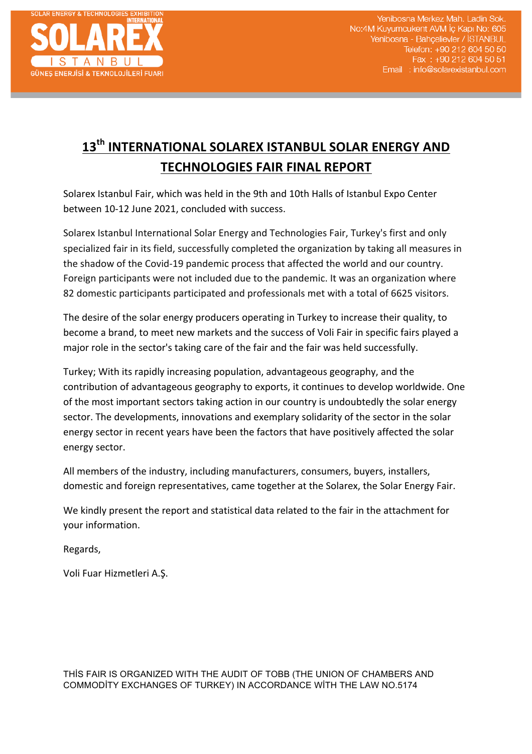SOLAR ENERGY & TECHNOLOGIES EXHIBITION INTERNATIONAL

**SOLAREX ISTANBUL**

GÜNEŞ ENERJİSİ & TEKNOLOJİLERİ FUARI

Yenibosna Merkez Mah. Ladin Sok.
No:4M Kuyumcukent AVM İç Kapı No: 605
Yenibosna - Bahçelievler / İSTANBUL
Telefon: +90 212 604 50 50
Fax : +90 212 604 50 51
Email : info@solarexistanbul.com

# 13th INTERNATIONAL SOLAREX ISTANBUL SOLAR ENERGY AND TECHNOLOGIES FAIR FINAL REPORT

Solarex Istanbul Fair, which was held in the 9th and 10th Halls of Istanbul Expo Center between 10-12 June 2021, concluded with success.

Solarex Istanbul International Solar Energy and Technologies Fair, Turkey's first and only specialized fair in its field, successfully completed the organization by taking all measures in the shadow of the Covid-19 pandemic process that affected the world and our country. Foreign participants were not included due to the pandemic. It was an organization where 82 domestic participants participated and professionals met with a total of 6625 visitors.

The desire of the solar energy producers operating in Turkey to increase their quality, to become a brand, to meet new markets and the success of Voli Fair in specific fairs played a major role in the sector's taking care of the fair and the fair was held successfully.

Turkey; With its rapidly increasing population, advantageous geography, and the contribution of advantageous geography to exports, it continues to develop worldwide. One of the most important sectors taking action in our country is undoubtedly the solar energy sector. The developments, innovations and exemplary solidarity of the sector in the solar energy sector in recent years have been the factors that have positively affected the solar energy sector.

All members of the industry, including manufacturers, consumers, buyers, installers, domestic and foreign representatives, came together at the Solarex, the Solar Energy Fair.

We kindly present the report and statistical data related to the fair in the attachment for your information.

Regards,

Voli Fuar Hizmetleri A.Ş.

THİS FAIR IS ORGANIZED WITH THE AUDIT OF TOBB (THE UNION OF CHAMBERS AND COMMODİTY EXCHANGES OF TURKEY) IN ACCORDANCE WİTH THE LAW NO.5174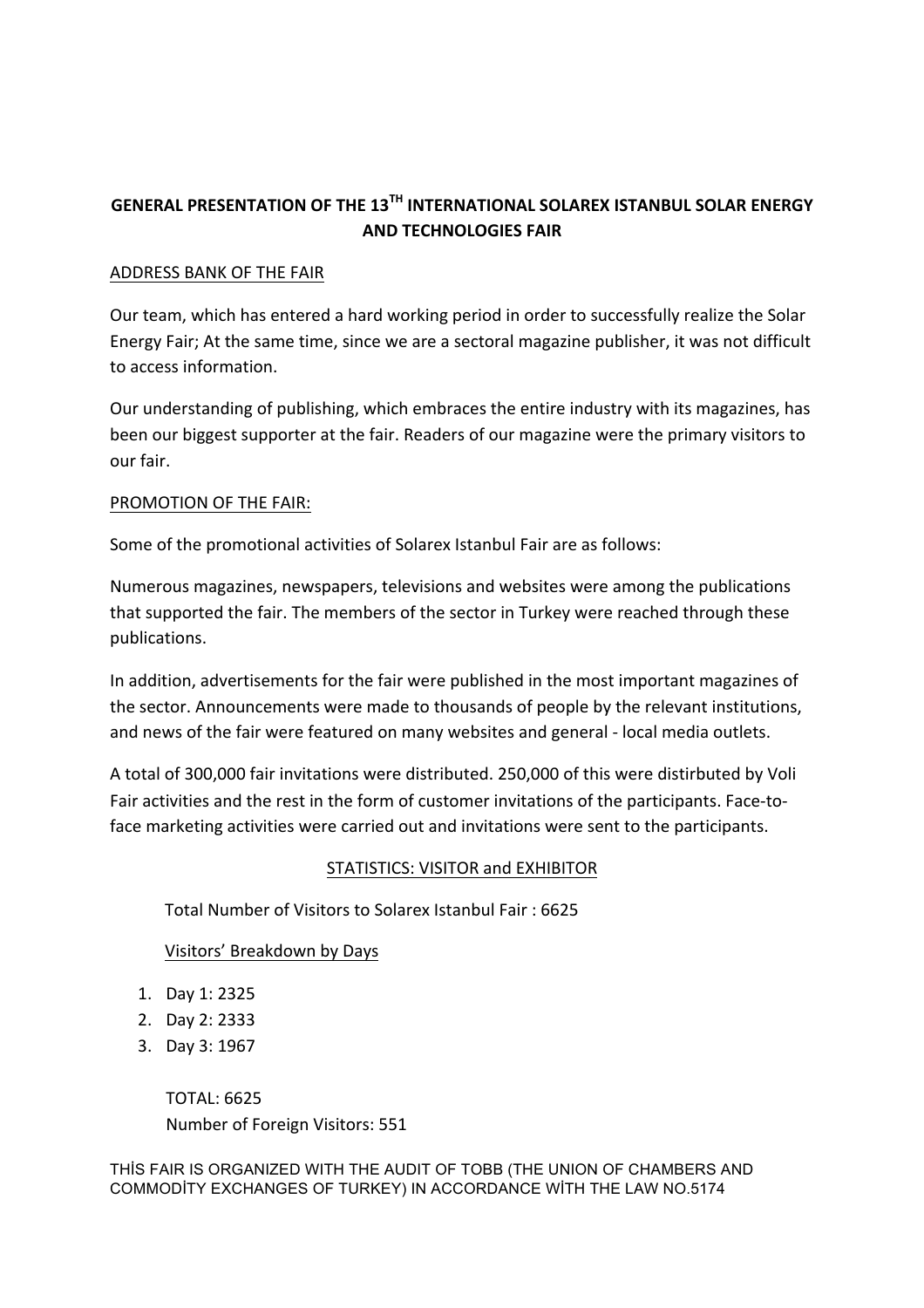## GENERAL PRESENTATION OF THE 13TH INTERNATIONAL SOLAREX ISTANBUL SOLAR ENERGY AND TECHNOLOGIES FAIR

ADDRESS BANK OF THE FAIR

Our team, which has entered a hard working period in order to successfully realize the Solar Energy Fair; At the same time, since we are a sectoral magazine publisher, it was not difficult to access information.

Our understanding of publishing, which embraces the entire industry with its magazines, has been our biggest supporter at the fair. Readers of our magazine were the primary visitors to our fair.

PROMOTION OF THE FAIR:

Some of the promotional activities of Solarex Istanbul Fair are as follows:

Numerous magazines, newspapers, televisions and websites were among the publications that supported the fair. The members of the sector in Turkey were reached through these publications.

In addition, advertisements for the fair were published in the most important magazines of the sector. Announcements were made to thousands of people by the relevant institutions, and news of the fair were featured on many websites and general - local media outlets.

A total of 300,000 fair invitations were distributed. 250,000 of this were distirbuted by Voli Fair activities and the rest in the form of customer invitations of the participants. Face-to-face marketing activities were carried out and invitations were sent to the participants.

STATISTICS: VISITOR and EXHIBITOR

Total Number of Visitors to Solarex Istanbul Fair : 6625

Visitors' Breakdown by Days

1. Day 1: 2325
2. Day 2: 2333
3. Day 3: 1967

TOTAL: 6625
Number of Foreign Visitors: 551

THİS FAIR IS ORGANIZED WITH THE AUDIT OF TOBB (THE UNION OF CHAMBERS AND COMMODİTY EXCHANGES OF TURKEY) IN ACCORDANCE WİTH THE LAW NO.5174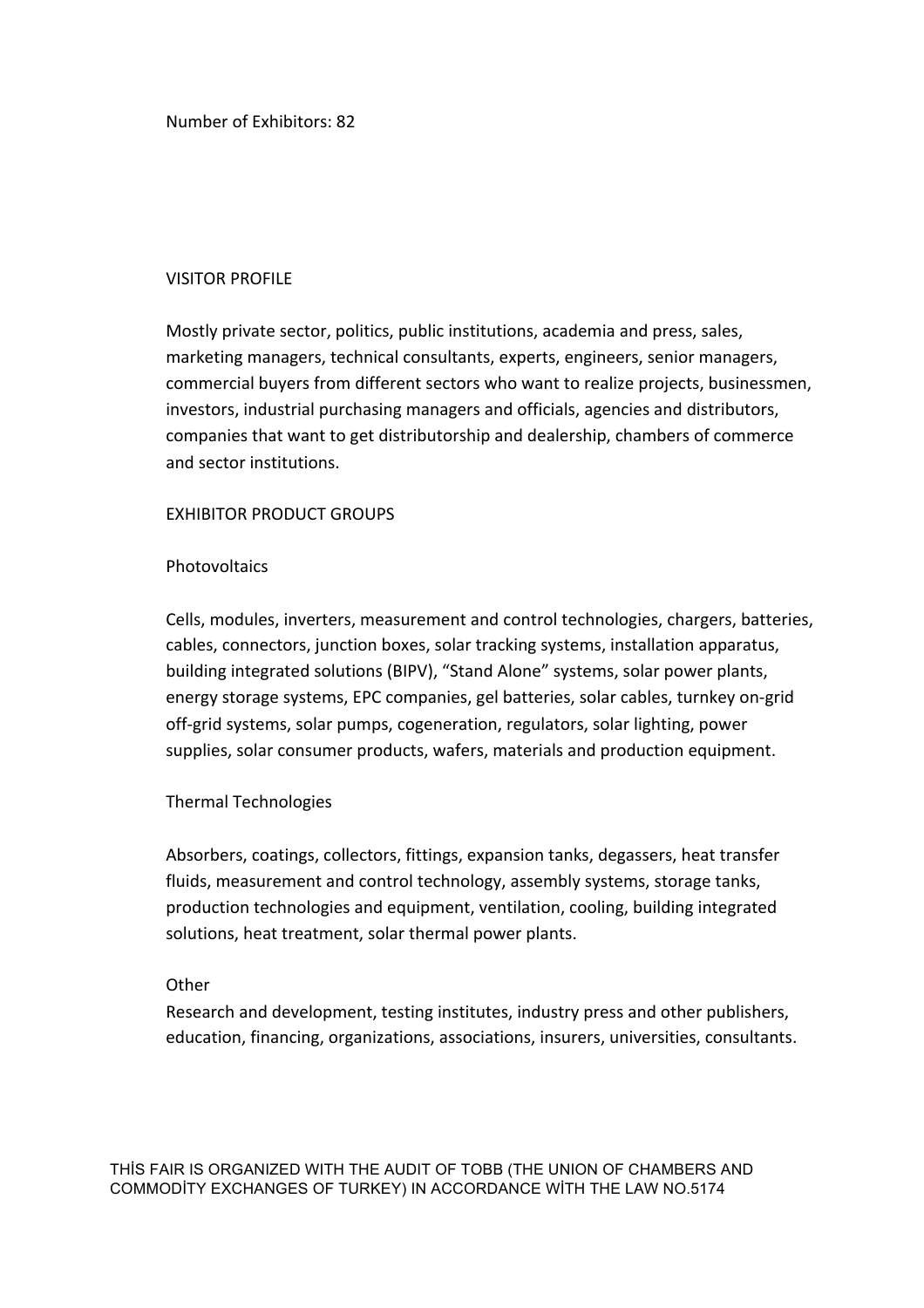Number of Exhibitors: 82

## VISITOR PROFILE

Mostly private sector, politics, public institutions, academia and press, sales, marketing managers, technical consultants, experts, engineers, senior managers, commercial buyers from different sectors who want to realize projects, businessmen, investors, industrial purchasing managers and officials, agencies and distributors, companies that want to get distributorship and dealership, chambers of commerce and sector institutions.

## EXHIBITOR PRODUCT GROUPS

### Photovoltaics

Cells, modules, inverters, measurement and control technologies, chargers, batteries, cables, connectors, junction boxes, solar tracking systems, installation apparatus, building integrated solutions (BIPV), “Stand Alone” systems, solar power plants, energy storage systems, EPC companies, gel batteries, solar cables, turnkey on-grid off-grid systems, solar pumps, cogeneration, regulators, solar lighting, power supplies, solar consumer products, wafers, materials and production equipment.

### Thermal Technologies

Absorbers, coatings, collectors, fittings, expansion tanks, degassers, heat transfer fluids, measurement and control technology, assembly systems, storage tanks, production technologies and equipment, ventilation, cooling, building integrated solutions, heat treatment, solar thermal power plants.

### Other

Research and development, testing institutes, industry press and other publishers, education, financing, organizations, associations, insurers, universities, consultants.

THİS FAIR IS ORGANIZED WITH THE AUDIT OF TOBB (THE UNION OF CHAMBERS AND COMMODİTY EXCHANGES OF TURKEY) IN ACCORDANCE WİTH THE LAW NO.5174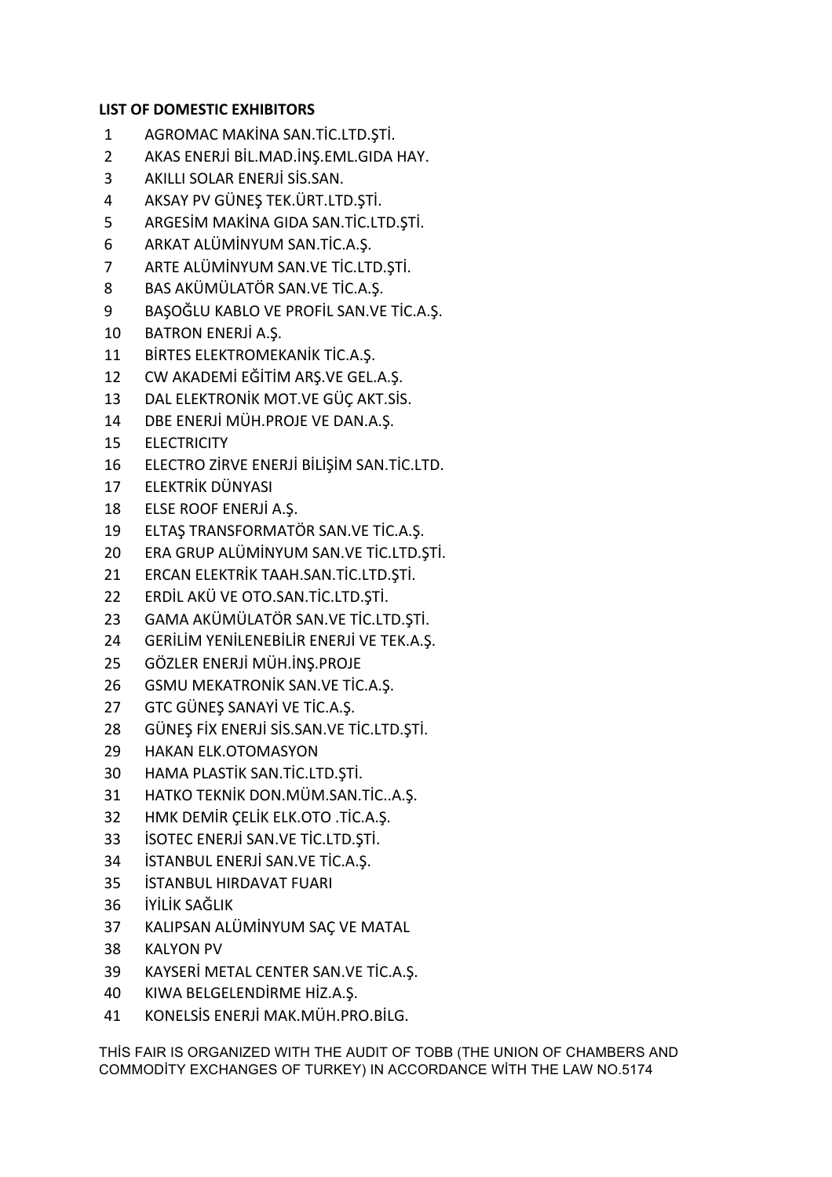**LIST OF DOMESTIC EXHIBITORS**

1. AGROMAC MAKİNA SAN.TİC.LTD.ŞTİ.
2. AKAS ENERJİ BİL.MAD.İNŞ.EML.GIDA HAY.
3. AKILLI SOLAR ENERJİ SİS.SAN.
4. AKSAY PV GÜNEŞ TEK.ÜRT.LTD.ŞTİ.
5. ARGESİM MAKİNA GIDA SAN.TİC.LTD.ŞTİ.
6. ARKAT ALÜMİNYUM SAN.TİC.A.Ş.
7. ARTE ALÜMİNYUM SAN.VE TİC.LTD.ŞTİ.
8. BAS AKÜMÜLATÖR SAN.VE TİC.A.Ş.
9. BAŞOĞLU KABLO VE PROFİL SAN.VE TİC.A.Ş.
10. BATRON ENERJİ A.Ş.
11. BİRTES ELEKTROMEKANİK TİC.A.Ş.
12. CW AKADEMİ EĞİTİM ARŞ.VE GEL.A.Ş.
13. DAL ELEKTRONİK MOT.VE GÜÇ AKT.SİS.
14. DBE ENERJİ MÜH.PROJE VE DAN.A.Ş.
15. ELECTRICITY
16. ELECTRO ZİRVE ENERJİ BİLİŞİM SAN.TİC.LTD.
17. ELEKTRİK DÜNYASI
18. ELSE ROOF ENERJİ A.Ş.
19. ELTAŞ TRANSFORMATÖR SAN.VE TİC.A.Ş.
20. ERA GRUP ALÜMİNYUM SAN.VE TİC.LTD.ŞTİ.
21. ERCAN ELEKTRİK TAAH.SAN.TİC.LTD.ŞTİ.
22. ERDİL AKÜ VE OTO.SAN.TİC.LTD.ŞTİ.
23. GAMA AKÜMÜLATÖR SAN.VE TİC.LTD.ŞTİ.
24. GERİLİM YENİLENEBİLİR ENERJİ VE TEK.A.Ş.
25. GÖZLER ENERJİ MÜH.İNŞ.PROJE
26. GSMU MEKATRONİK SAN.VE TİC.A.Ş.
27. GTC GÜNEŞ SANAYİ VE TİC.A.Ş.
28. GÜNEŞ FİX ENERJİ SİS.SAN.VE TİC.LTD.ŞTİ.
29. HAKAN ELK.OTOMASYON
30. HAMA PLASTİK SAN.TİC.LTD.ŞTİ.
31. HATKO TEKNİK DON.MÜM.SAN.TİC..A.Ş.
32. HMK DEMİR ÇELİK ELK.OTO .TİC.A.Ş.
33. İSOTEC ENERJİ SAN.VE TİC.LTD.ŞTİ.
34. İSTANBUL ENERJİ SAN.VE TİC.A.Ş.
35. İSTANBUL HIRDAVAT FUARI
36. İYİLİK SAĞLIK
37. KALIPSAN ALÜMİNYUM SAÇ VE MATAL
38. KALYON PV
39. KAYSERİ METAL CENTER SAN.VE TİC.A.Ş.
40. KIWA BELGELENDİRME HİZ.A.Ş.
41. KONELSİS ENERJİ MAK.MÜH.PRO.BİLG.

THİS FAIR IS ORGANIZED WITH THE AUDIT OF TOBB (THE UNION OF CHAMBERS AND COMMODİTY EXCHANGES OF TURKEY) IN ACCORDANCE WİTH THE LAW NO.5174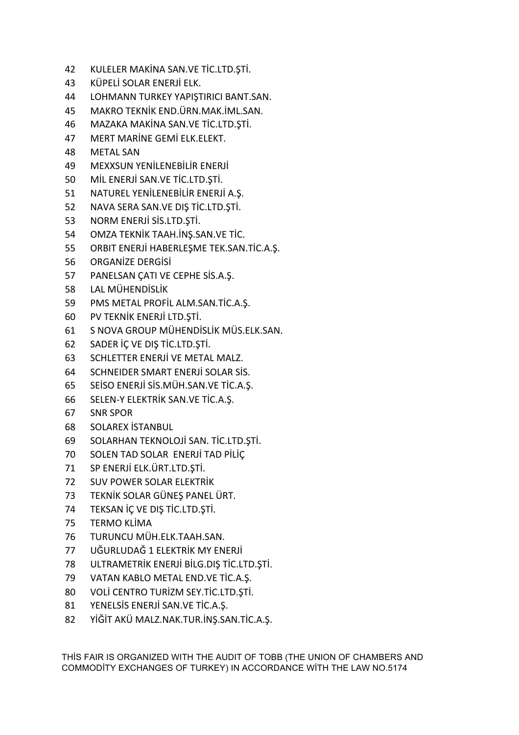42 KULELER MAKİNA SAN.VE TİC.LTD.ŞTİ.
43 KÜPELİ SOLAR ENERJİ ELK.
44 LOHMANN TURKEY YAPIŞTIRICI BANT.SAN.
45 MAKRO TEKNİK END.ÜRN.MAK.İML.SAN.
46 MAZAKA MAKİNA SAN.VE TİC.LTD.ŞTİ.
47 MERT MARİNE GEMİ ELK.ELEKT.
48 METAL SAN
49 MEXXSUN YENİLENEBİLİR ENERJİ
50 MİL ENERJİ SAN.VE TİC.LTD.ŞTİ.
51 NATUREL YENİLENEBİLİR ENERJİ A.Ş.
52 NAVA SERA SAN.VE DIŞ TİC.LTD.ŞTİ.
53 NORM ENERJİ SİS.LTD.ŞTİ.
54 OMZA TEKNİK TAAH.İNŞ.SAN.VE TİC.
55 ORBIT ENERJİ HABERLEŞME TEK.SAN.TİC.A.Ş.
56 ORGANİZE DERGİSİ
57 PANELSAN ÇATI VE CEPHE SİS.A.Ş.
58 LAL MÜHENDİSLİK
59 PMS METAL PROFİL ALM.SAN.TİC.A.Ş.
60 PV TEKNİK ENERJİ LTD.ŞTİ.
61 S NOVA GROUP MÜHENDİSLİK MÜS.ELK.SAN.
62 SADER İÇ VE DIŞ TİC.LTD.ŞTİ.
63 SCHLETTER ENERJİ VE METAL MALZ.
64 SCHNEIDER SMART ENERJİ SOLAR SİS.
65 SEİSO ENERJİ SİS.MÜH.SAN.VE TİC.A.Ş.
66 SELEN-Y ELEKTRİK SAN.VE TİC.A.Ş.
67 SNR SPOR
68 SOLAREX İSTANBUL
69 SOLARHAN TEKNOLOJİ SAN. TİC.LTD.ŞTİ.
70 SOLEN TAD SOLAR ENERJİ TAD PİLİÇ
71 SP ENERJİ ELK.ÜRT.LTD.ŞTİ.
72 SUV POWER SOLAR ELEKTRİK
73 TEKNİK SOLAR GÜNEŞ PANEL ÜRT.
74 TEKSAN İÇ VE DIŞ TİC.LTD.ŞTİ.
75 TERMO KLİMA
76 TURUNCU MÜH.ELK.TAAH.SAN.
77 UĞURLUDAĞ 1 ELEKTRİK MY ENERJİ
78 ULTRAMETRİK ENERJİ BİLG.DIŞ TİC.LTD.ŞTİ.
79 VATAN KABLO METAL END.VE TİC.A.Ş.
80 VOLİ CENTRO TURİZM SEY.TİC.LTD.ŞTİ.
81 YENELSİS ENERJİ SAN.VE TİC.A.Ş.
82 YİĞİT AKÜ MALZ.NAK.TUR.İNŞ.SAN.TİC.A.Ş.

THİS FAIR IS ORGANIZED WITH THE AUDIT OF TOBB (THE UNION OF CHAMBERS AND COMMODİTY EXCHANGES OF TURKEY) IN ACCORDANCE WİTH THE LAW NO.5174